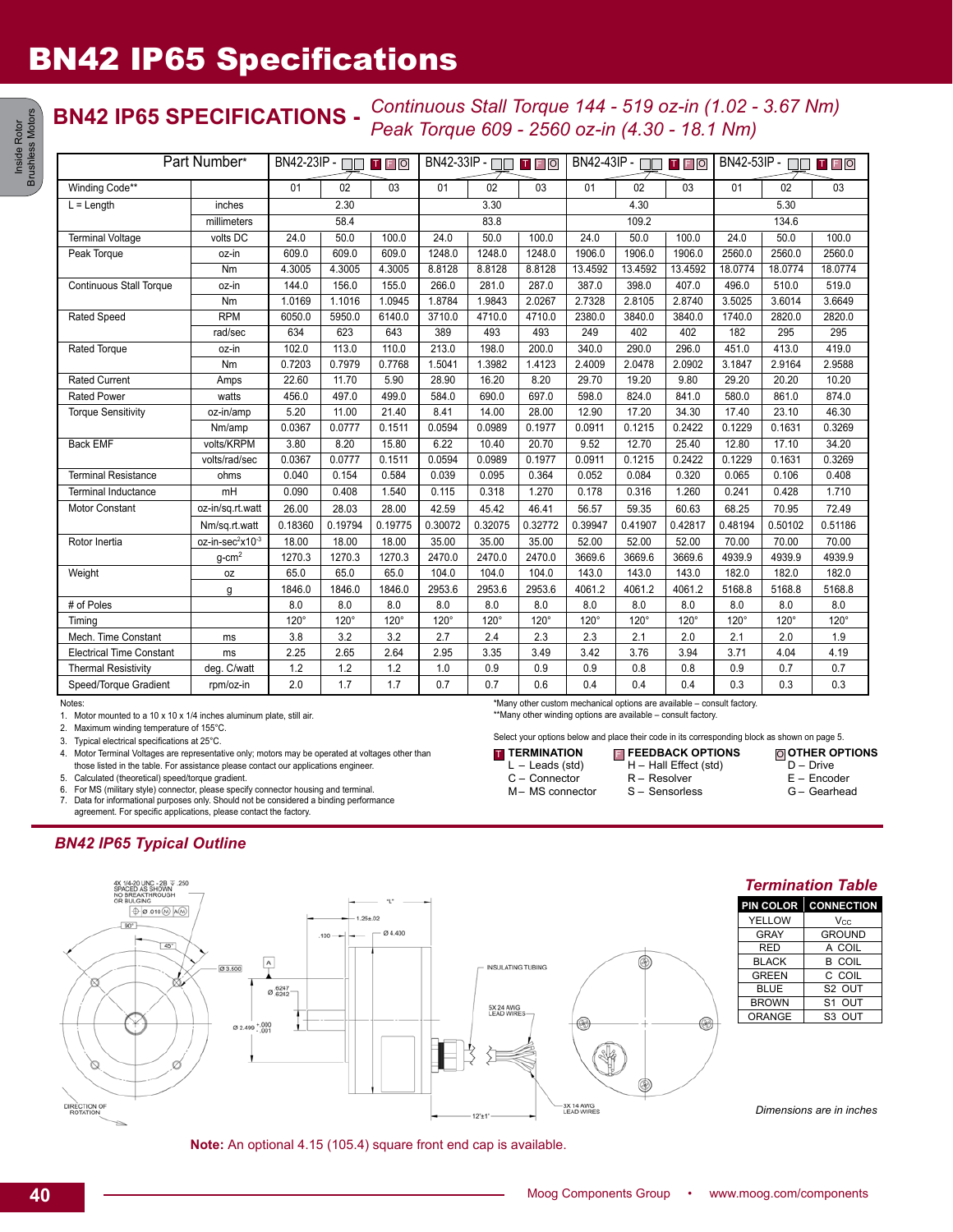# BN42 IP65 Specifications

## BN42 IP65 SPECIFICATIONS - *Continuous Stall Torque 144 - 519 oz-in (1.02 - 3.67 Nm) Peak Torque 609 - 2560 oz-in (4.30 - 18.1 Nm)*

| Part Number* | | BN42-23IP - □□ T F O | | | BN42-33IP - □□ T F O | | | BN42-43IP - □□ T F O | | | BN42-53IP - □□ T F O | | |
|---|---|---|---|---|---|---|---|---|---|---|---|---|---|
| Winding Code** | | 01 | 02 | 03 | 01 | 02 | 03 | 01 | 02 | 03 | 01 | 02 | 03 |
| L = Length | inches | | 2.30 | | | 3.30 | | | 4.30 | | | 5.30 | |
| | millimeters | | 58.4 | | | 83.8 | | | 109.2 | | | 134.6 | |
| Terminal Voltage | volts DC | 24.0 | 50.0 | 100.0 | 24.0 | 50.0 | 100.0 | 24.0 | 50.0 | 100.0 | 24.0 | 50.0 | 100.0 |
| Peak Torque | oz-in | 609.0 | 609.0 | 609.0 | 1248.0 | 1248.0 | 1248.0 | 1906.0 | 1906.0 | 1906.0 | 2560.0 | 2560.0 | 2560.0 |
| | Nm | 4.3005 | 4.3005 | 4.3005 | 8.8128 | 8.8128 | 8.8128 | 13.4592 | 13.4592 | 13.4592 | 18.0774 | 18.0774 | 18.0774 |
| Continuous Stall Torque | oz-in | 144.0 | 156.0 | 155.0 | 266.0 | 281.0 | 287.0 | 387.0 | 398.0 | 407.0 | 496.0 | 510.0 | 519.0 |
| | Nm | 1.0169 | 1.1016 | 1.0945 | 1.8784 | 1.9843 | 2.0267 | 2.7328 | 2.8105 | 2.8740 | 3.5025 | 3.6014 | 3.6649 |
| Rated Speed | RPM | 6050.0 | 5950.0 | 6140.0 | 3710.0 | 4710.0 | 4710.0 | 2380.0 | 3840.0 | 3840.0 | 1740.0 | 2820.0 | 2820.0 |
| | rad/sec | 634 | 623 | 643 | 389 | 493 | 493 | 249 | 402 | 402 | 182 | 295 | 295 |
| Rated Torque | oz-in | 102.0 | 113.0 | 110.0 | 213.0 | 198.0 | 200.0 | 340.0 | 290.0 | 296.0 | 451.0 | 413.0 | 419.0 |
| | Nm | 0.7203 | 0.7979 | 0.7768 | 1.5041 | 1.3982 | 1.4123 | 2.4009 | 2.0478 | 2.0902 | 3.1847 | 2.9164 | 2.9588 |
| Rated Current | Amps | 22.60 | 11.70 | 5.90 | 28.90 | 16.20 | 8.20 | 29.70 | 19.20 | 9.80 | 29.20 | 20.20 | 10.20 |
| Rated Power | watts | 456.0 | 497.0 | 499.0 | 584.0 | 690.0 | 697.0 | 598.0 | 824.0 | 841.0 | 580.0 | 861.0 | 874.0 |
| Torque Sensitivity | oz-in/amp | 5.20 | 11.00 | 21.40 | 8.41 | 14.00 | 28.00 | 12.90 | 17.20 | 34.30 | 17.40 | 23.10 | 46.30 |
| | Nm/amp | 0.0367 | 0.0777 | 0.1511 | 0.0594 | 0.0989 | 0.1977 | 0.0911 | 0.1215 | 0.2422 | 0.1229 | 0.1631 | 0.3269 |
| Back EMF | volts/KRPM | 3.80 | 8.20 | 15.80 | 6.22 | 10.40 | 20.70 | 9.52 | 12.70 | 25.40 | 12.80 | 17.10 | 34.20 |
| | volts/rad/sec | 0.0367 | 0.0777 | 0.1511 | 0.0594 | 0.0989 | 0.1977 | 0.0911 | 0.1215 | 0.2422 | 0.1229 | 0.1631 | 0.3269 |
| Terminal Resistance | ohms | 0.040 | 0.154 | 0.584 | 0.039 | 0.095 | 0.364 | 0.052 | 0.084 | 0.320 | 0.065 | 0.106 | 0.408 |
| Terminal Inductance | mH | 0.090 | 0.408 | 1.540 | 0.115 | 0.318 | 1.270 | 0.178 | 0.316 | 1.260 | 0.241 | 0.428 | 1.710 |
| Motor Constant | oz-in/sq.rt.watt | 26.00 | 28.03 | 28.00 | 42.59 | 45.42 | 46.41 | 56.57 | 59.35 | 60.63 | 68.25 | 70.95 | 72.49 |
| | Nm/sq.rt.watt | 0.18360 | 0.19794 | 0.19775 | 0.30072 | 0.32075 | 0.32772 | 0.39947 | 0.41907 | 0.42817 | 0.48194 | 0.50102 | 0.51186 |
| Rotor Inertia | oz-in-sec$^2$x10$^{-3}$ | 18.00 | 18.00 | 18.00 | 35.00 | 35.00 | 35.00 | 52.00 | 52.00 | 52.00 | 70.00 | 70.00 | 70.00 |
| | g-cm$^2$ | 1270.3 | 1270.3 | 1270.3 | 2470.0 | 2470.0 | 2470.0 | 3669.6 | 3669.6 | 3669.6 | 4939.9 | 4939.9 | 4939.9 |
| Weight | oz | 65.0 | 65.0 | 65.0 | 104.0 | 104.0 | 104.0 | 143.0 | 143.0 | 143.0 | 182.0 | 182.0 | 182.0 |
| | g | 1846.0 | 1846.0 | 1846.0 | 2953.6 | 2953.6 | 2953.6 | 4061.2 | 4061.2 | 4061.2 | 5168.8 | 5168.8 | 5168.8 |
| # of Poles | | 8.0 | 8.0 | 8.0 | 8.0 | 8.0 | 8.0 | 8.0 | 8.0 | 8.0 | 8.0 | 8.0 | 8.0 |
| Timing | | 120° | 120° | 120° | 120° | 120° | 120° | 120° | 120° | 120° | 120° | 120° | 120° |
| Mech. Time Constant | ms | 3.8 | 3.2 | 3.2 | 2.7 | 2.4 | 2.3 | 2.3 | 2.1 | 2.0 | 2.1 | 2.0 | 1.9 |
| Electrical Time Constant | ms | 2.25 | 2.65 | 2.64 | 2.95 | 3.35 | 3.49 | 3.42 | 3.76 | 3.94 | 3.71 | 4.04 | 4.19 |
| Thermal Resistivity | deg. C/watt | 1.2 | 1.2 | 1.2 | 1.0 | 0.9 | 0.9 | 0.9 | 0.8 | 0.8 | 0.9 | 0.7 | 0.7 |
| Speed/Torque Gradient | rpm/oz-in | 2.0 | 1.7 | 1.7 | 0.7 | 0.7 | 0.6 | 0.4 | 0.4 | 0.4 | 0.3 | 0.3 | 0.3 |

Notes:
1. Motor mounted to a 10 x 10 x 1/4 inches aluminum plate, still air.
2. Maximum winding temperature of 155°C.
3. Typical electrical specifications at 25°C.
4. Motor Terminal Voltages are representative only; motors may be operated at voltages other than those listed in the table. For assistance please contact our applications engineer.
5. Calculated (theoretical) speed/torque gradient.
6. For MS (military style) connector, please specify connector housing and terminal.
7. Data for informational purposes only. Should not be considered a binding performance agreement. For specific applications, please contact the factory.

*Many other custom mechanical options are available – consult factory.
**Many other winding options are available – consult factory.

Select your options below and place their code in its corresponding block as shown on page 5.

**T TERMINATION**
- L – Leads (std)
- C – Connector
- M – MS connector

**F FEEDBACK OPTIONS**
- H – Hall Effect (std)
- R – Resolver
- S – Sensorless

**O OTHER OPTIONS**
- D – Drive
- E – Encoder
- G – Gearhead

### BN42 IP65 Typical Outline

4X 1/4-20 UNC - 2B ⊽ .250 SPACED AS SHOWN NO BREAKTHROUGH OR BULGING; ⌖ Ø .010 Ⓜ A Ⓜ; 90°; 45°; Ø 3.600; A; Ø .6247/.6242; Ø 2.499 +.000/-.001; .100; 1.25±.02; "L"; Ø 4.400; INSULATING TUBING; 5X 24 AWG LEAD WIRES; 3X 14 AWG LEAD WIRES; 12"±1"; DIRECTION OF ROTATION

### Termination Table

| PIN COLOR | CONNECTION |
|---|---|
| YELLOW | $V_{CC}$ |
| GRAY | GROUND |
| RED | A COIL |
| BLACK | B COIL |
| GREEN | C COIL |
| BLUE | S2 OUT |
| BROWN | S1 OUT |
| ORANGE | S3 OUT |

*Dimensions are in inches*

**Note:** An optional 4.15 (105.4) square front end cap is available.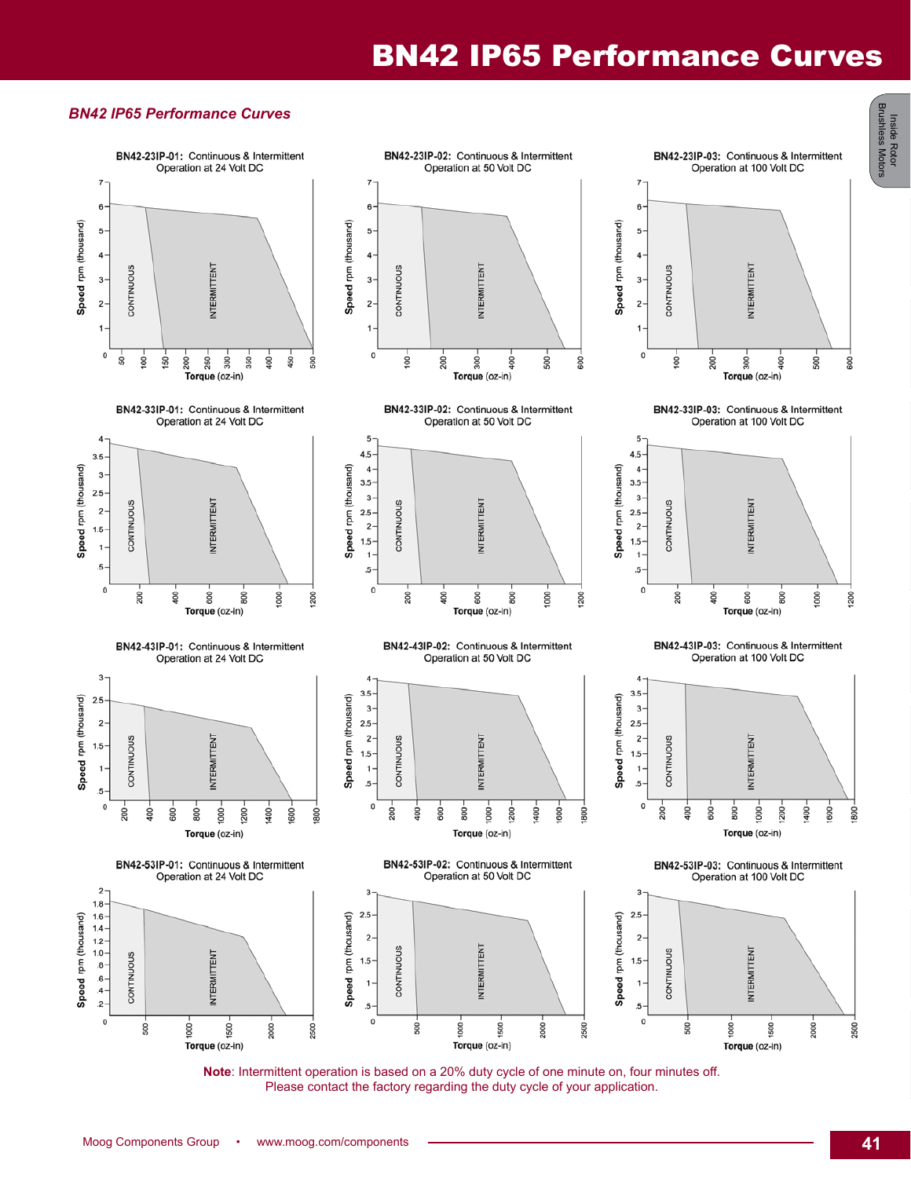# BN42 IP65 Performance Curves

Inside Rotor Brushless Motors

*BN42 IP65 Performance Curves*

**BN42-23IP-01:** Continuous & Intermittent Operation at 24 Volt DC

Speed rpm (thousand): 0, 1, 2, 3, 4, 5, 6, 7
Torque (oz-in): 50, 100, 150, 200, 250, 300, 350, 400, 450, 500
CONTINUOUS
INTERMITTENT

**BN42-23IP-02:** Continuous & Intermittent Operation at 50 Volt DC

Speed rpm (thousand): 0, 1, 2, 3, 4, 5, 6, 7
Torque (oz-in): 100, 200, 300, 400, 500, 600
CONTINUOUS
INTERMITTENT

**BN42-23IP-03:** Continuous & Intermittent Operation at 100 Volt DC

Speed rpm (thousand): 0, 1, 2, 3, 4, 5, 6, 7
Torque (oz-in): 100, 200, 300, 400, 500, 600
CONTINUOUS
INTERMITTENT

**BN42-33IP-01:** Continuous & Intermittent Operation at 24 Volt DC

Speed rpm (thousand): 0, .5, 1, 1.5, 2, 2.5, 3, 3.5, 4
Torque (oz-in): 200, 400, 600, 800, 1000, 1200
CONTINUOUS
INTERMITTENT

**BN42-33IP-02:** Continuous & Intermittent Operation at 50 Volt DC

Speed rpm (thousand): 0, .5, 1, 1.5, 2, 2.5, 3, 3.5, 4, 4.5, 5
Torque (oz-in): 200, 400, 600, 800, 1000, 1200
CONTINUOUS
INTERMITTENT

**BN42-33IP-03:** Continuous & Intermittent Operation at 100 Volt DC

Speed rpm (thousand): 0, .5, 1, 1.5, 2, 2.5, 3, 3.5, 4, 4.5, 5
Torque (oz-in): 200, 400, 600, 800, 1000, 1200
CONTINUOUS
INTERMITTENT

**BN42-43IP-01:** Continuous & Intermittent Operation at 24 Volt DC

Speed rpm (thousand): 0, .5, 1, 1.5, 2, 2.5, 3
Torque (oz-in): 200, 400, 600, 800, 1000, 1200, 1400, 1600, 1800
CONTINUOUS
INTERMITTENT

**BN42-43IP-02:** Continuous & Intermittent Operation at 50 Volt DC

Speed rpm (thousand): 0, .5, 1, 1.5, 2, 2.5, 3, 3.5, 4
Torque (oz-in): 200, 400, 600, 800, 1000, 1200, 1400, 1600, 1800
CONTINUOUS
INTERMITTENT

**BN42-43IP-03:** Continuous & Intermittent Operation at 100 Volt DC

Speed rpm (thousand): 0, .5, 1, 1.5, 2, 2.5, 3, 3.5, 4
Torque (oz-in): 200, 400, 600, 800, 1000, 1200, 1400, 1600, 1800
CONTINUOUS
INTERMITTENT

**BN42-53IP-01:** Continuous & Intermittent Operation at 24 Volt DC

Speed rpm (thousand): 0, .2, .4, .6, .8, 1.0, 1.2, 1.4, 1.6, 1.8, 2
Torque (oz-in): 500, 1000, 1500, 2000, 2500
CONTINUOUS
INTERMITTENT

**BN42-53IP-02:** Continuous & Intermittent Operation at 50 Volt DC

Speed rpm (thousand): 0, .5, 1, 1.5, 2, 2.5, 3
Torque (oz-in): 500, 1000, 1500, 2000, 2500
CONTINUOUS
INTERMITTENT

**BN42-53IP-03:** Continuous & Intermittent Operation at 100 Volt DC

Speed rpm (thousand): 0, .5, 1, 1.5, 2, 2.5, 3
Torque (oz-in): 500, 1000, 1500, 2000, 2500
CONTINUOUS
INTERMITTENT

**Note**: Intermittent operation is based on a 20% duty cycle of one minute on, four minutes off. Please contact the factory regarding the duty cycle of your application.

Moog Components Group • www.moog.com/components